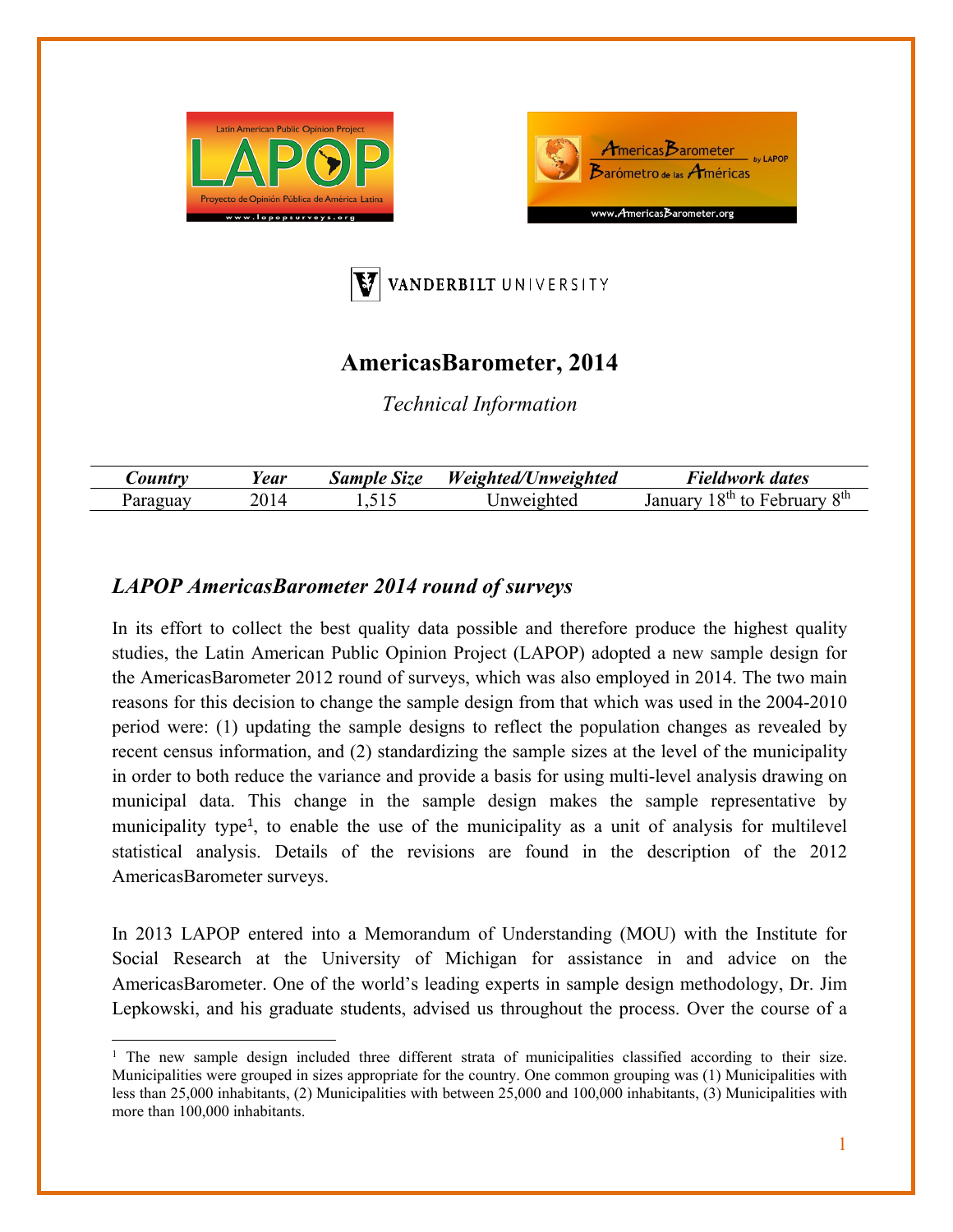# AmericasBarometer, 2014

*Technical Information*

| *Country* | *Year* | *Sample Size* | *Weighted/Unweighted* | *Fieldwork dates* |
|---|---|---|---|---|
| Paraguay | 2014 | 1,515 | Unweighted | January 18th to February 8th |

## *LAPOP AmericasBarometer 2014 round of surveys*

In its effort to collect the best quality data possible and therefore produce the highest quality studies, the Latin American Public Opinion Project (LAPOP) adopted a new sample design for the AmericasBarometer 2012 round of surveys, which was also employed in 2014. The two main reasons for this decision to change the sample design from that which was used in the 2004-2010 period were: (1) updating the sample designs to reflect the population changes as revealed by recent census information, and (2) standardizing the sample sizes at the level of the municipality in order to both reduce the variance and provide a basis for using multi-level analysis drawing on municipal data. This change in the sample design makes the sample representative by municipality type[1], to enable the use of the municipality as a unit of analysis for multilevel statistical analysis. Details of the revisions are found in the description of the 2012 AmericasBarometer surveys.

In 2013 LAPOP entered into a Memorandum of Understanding (MOU) with the Institute for Social Research at the University of Michigan for assistance in and advice on the AmericasBarometer. One of the world's leading experts in sample design methodology, Dr. Jim Lepkowski, and his graduate students, advised us throughout the process. Over the course of a

[1] The new sample design included three different strata of municipalities classified according to their size. Municipalities were grouped in sizes appropriate for the country. One common grouping was (1) Municipalities with less than 25,000 inhabitants, (2) Municipalities with between 25,000 and 100,000 inhabitants, (3) Municipalities with more than 100,000 inhabitants.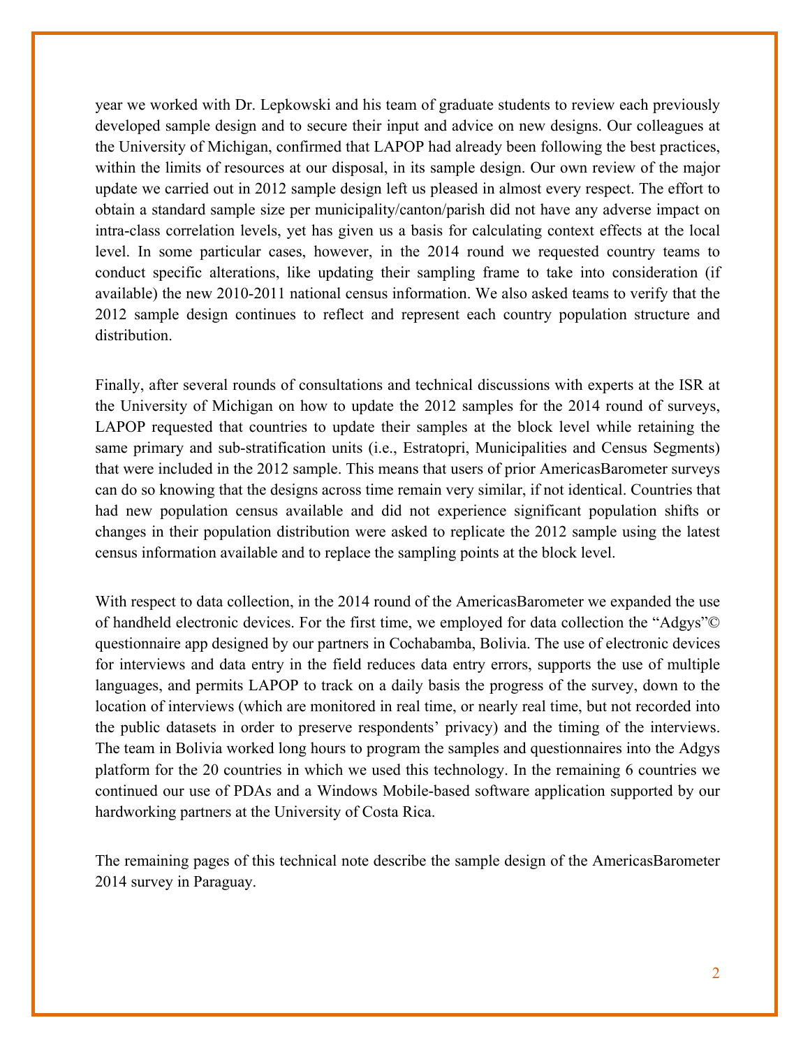year we worked with Dr. Lepkowski and his team of graduate students to review each previously developed sample design and to secure their input and advice on new designs. Our colleagues at the University of Michigan, confirmed that LAPOP had already been following the best practices, within the limits of resources at our disposal, in its sample design. Our own review of the major update we carried out in 2012 sample design left us pleased in almost every respect. The effort to obtain a standard sample size per municipality/canton/parish did not have any adverse impact on intra-class correlation levels, yet has given us a basis for calculating context effects at the local level. In some particular cases, however, in the 2014 round we requested country teams to conduct specific alterations, like updating their sampling frame to take into consideration (if available) the new 2010-2011 national census information. We also asked teams to verify that the 2012 sample design continues to reflect and represent each country population structure and distribution.

Finally, after several rounds of consultations and technical discussions with experts at the ISR at the University of Michigan on how to update the 2012 samples for the 2014 round of surveys, LAPOP requested that countries to update their samples at the block level while retaining the same primary and sub-stratification units (i.e., Estratopri, Municipalities and Census Segments) that were included in the 2012 sample. This means that users of prior AmericasBarometer surveys can do so knowing that the designs across time remain very similar, if not identical. Countries that had new population census available and did not experience significant population shifts or changes in their population distribution were asked to replicate the 2012 sample using the latest census information available and to replace the sampling points at the block level.

With respect to data collection, in the 2014 round of the AmericasBarometer we expanded the use of handheld electronic devices. For the first time, we employed for data collection the "Adgys"© questionnaire app designed by our partners in Cochabamba, Bolivia. The use of electronic devices for interviews and data entry in the field reduces data entry errors, supports the use of multiple languages, and permits LAPOP to track on a daily basis the progress of the survey, down to the location of interviews (which are monitored in real time, or nearly real time, but not recorded into the public datasets in order to preserve respondents' privacy) and the timing of the interviews. The team in Bolivia worked long hours to program the samples and questionnaires into the Adgys platform for the 20 countries in which we used this technology. In the remaining 6 countries we continued our use of PDAs and a Windows Mobile-based software application supported by our hardworking partners at the University of Costa Rica.

The remaining pages of this technical note describe the sample design of the AmericasBarometer 2014 survey in Paraguay.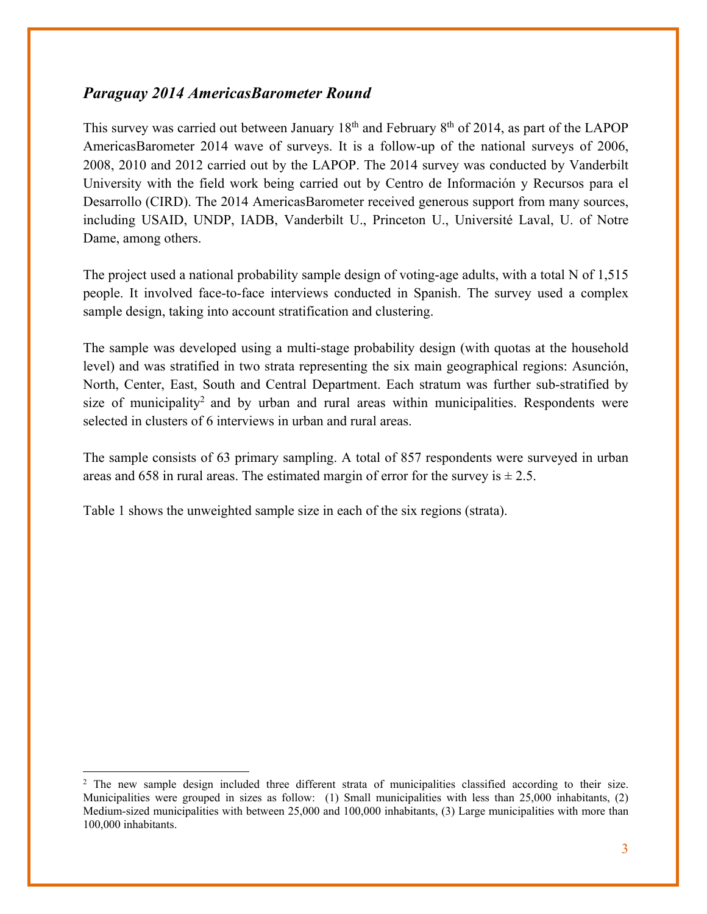### *Paraguay 2014 AmericasBarometer Round*

This survey was carried out between January 18th and February 8th of 2014, as part of the LAPOP AmericasBarometer 2014 wave of surveys. It is a follow-up of the national surveys of 2006, 2008, 2010 and 2012 carried out by the LAPOP. The 2014 survey was conducted by Vanderbilt University with the field work being carried out by Centro de Información y Recursos para el Desarrollo (CIRD). The 2014 AmericasBarometer received generous support from many sources, including USAID, UNDP, IADB, Vanderbilt U., Princeton U., Université Laval, U. of Notre Dame, among others.

The project used a national probability sample design of voting-age adults, with a total N of 1,515 people. It involved face-to-face interviews conducted in Spanish. The survey used a complex sample design, taking into account stratification and clustering.

The sample was developed using a multi-stage probability design (with quotas at the household level) and was stratified in two strata representing the six main geographical regions: Asunción, North, Center, East, South and Central Department. Each stratum was further sub-stratified by size of municipality[2] and by urban and rural areas within municipalities. Respondents were selected in clusters of 6 interviews in urban and rural areas.

The sample consists of 63 primary sampling. A total of 857 respondents were surveyed in urban areas and 658 in rural areas. The estimated margin of error for the survey is ± 2.5.

Table 1 shows the unweighted sample size in each of the six regions (strata).

---

[2] The new sample design included three different strata of municipalities classified according to their size. Municipalities were grouped in sizes as follow: (1) Small municipalities with less than 25,000 inhabitants, (2) Medium-sized municipalities with between 25,000 and 100,000 inhabitants, (3) Large municipalities with more than 100,000 inhabitants.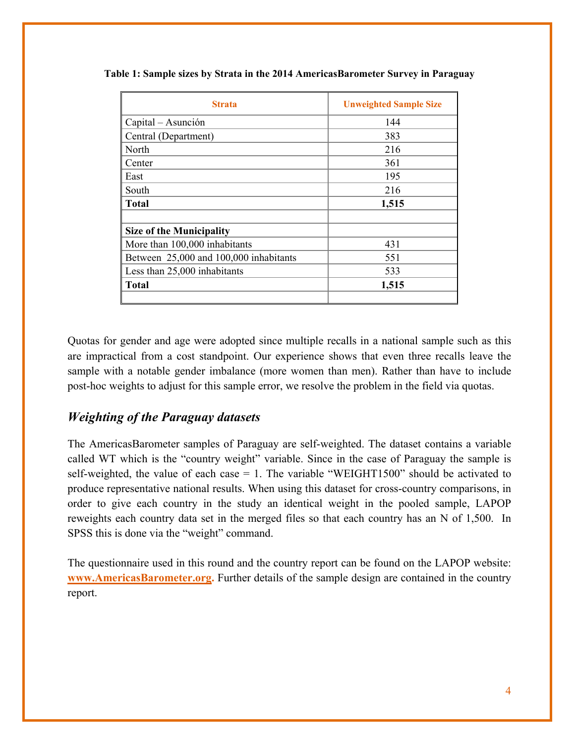**Table 1: Sample sizes by Strata in the 2014 AmericasBarometer Survey in Paraguay**

| Strata | Unweighted Sample Size |
|---|---|
| Capital – Asunción | 144 |
| Central (Department) | 383 |
| North | 216 |
| Center | 361 |
| East | 195 |
| South | 216 |
| **Total** | **1,515** |
| | |
| **Size of the Municipality** | |
| More than 100,000 inhabitants | 431 |
| Between 25,000 and 100,000 inhabitants | 551 |
| Less than 25,000 inhabitants | 533 |
| **Total** | **1,515** |
| | |

Quotas for gender and age were adopted since multiple recalls in a national sample such as this are impractical from a cost standpoint. Our experience shows that even three recalls leave the sample with a notable gender imbalance (more women than men). Rather than have to include post-hoc weights to adjust for this sample error, we resolve the problem in the field via quotas.

## *Weighting of the Paraguay datasets*

The AmericasBarometer samples of Paraguay are self-weighted. The dataset contains a variable called WT which is the "country weight" variable. Since in the case of Paraguay the sample is self-weighted, the value of each case = 1. The variable "WEIGHT1500" should be activated to produce representative national results. When using this dataset for cross-country comparisons, in order to give each country in the study an identical weight in the pooled sample, LAPOP reweights each country data set in the merged files so that each country has an N of 1,500. In SPSS this is done via the "weight" command.

The questionnaire used in this round and the country report can be found on the LAPOP website: **www.AmericasBarometer.org.** Further details of the sample design are contained in the country report.